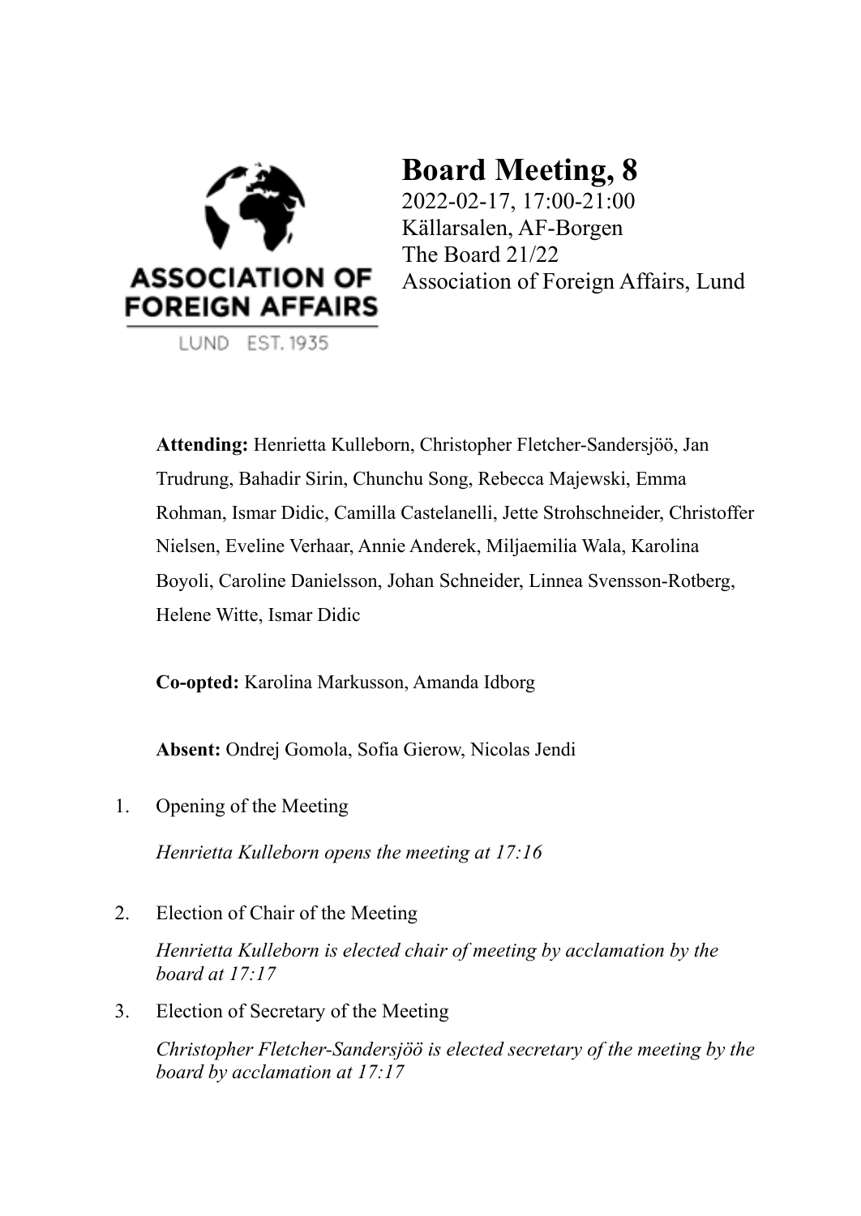ASSOCIATION OF FOREIGN AFFAIRS

LUND EST. 1935

# Board Meeting, 8

2022-02-17, 17:00-21:00
Källarsalen, AF-Borgen
The Board 21/22
Association of Foreign Affairs, Lund

**Attending:** Henrietta Kulleborn, Christopher Fletcher-Sandersjöö, Jan Trudrung, Bahadir Sirin, Chunchu Song, Rebecca Majewski, Emma Rohman, Ismar Didic, Camilla Castelanelli, Jette Strohschneider, Christoffer Nielsen, Eveline Verhaar, Annie Anderek, Miljaemilia Wala, Karolina Boyoli, Caroline Danielsson, Johan Schneider, Linnea Svensson-Rotberg, Helene Witte, Ismar Didic

**Co-opted:** Karolina Markusson, Amanda Idborg

**Absent:** Ondrej Gomola, Sofia Gierow, Nicolas Jendi

1. Opening of the Meeting

   *Henrietta Kulleborn opens the meeting at 17:16*

2. Election of Chair of the Meeting

   *Henrietta Kulleborn is elected chair of meeting by acclamation by the board at 17:17*

3. Election of Secretary of the Meeting

   *Christopher Fletcher-Sandersjöö is elected secretary of the meeting by the board by acclamation at 17:17*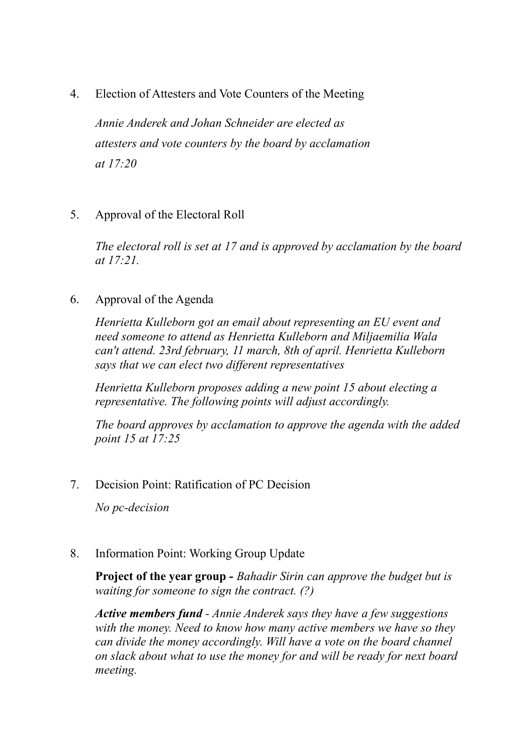4. Election of Attesters and Vote Counters of the Meeting

   *Annie Anderek and Johan Schneider are elected as attesters and vote counters by the board by acclamation at 17:20*

5. Approval of the Electoral Roll

   *The electoral roll is set at 17 and is approved by acclamation by the board at 17:21.*

6. Approval of the Agenda

   *Henrietta Kulleborn got an email about representing an EU event and need someone to attend as Henrietta Kulleborn and Miljaemilia Wala can't attend. 23rd february, 11 march, 8th of april. Henrietta Kulleborn says that we can elect two different representatives*

   *Henrietta Kulleborn proposes adding a new point 15 about electing a representative. The following points will adjust accordingly.*

   *The board approves by acclamation to approve the agenda with the added point 15 at 17:25*

7. Decision Point: Ratification of PC Decision

   *No pc-decision*

8. Information Point: Working Group Update

   **Project of the year group -** *Bahadir Sirin can approve the budget but is waiting for someone to sign the contract. (?)*

   ***Active members fund*** *- Annie Anderek says they have a few suggestions with the money. Need to know how many active members we have so they can divide the money accordingly. Will have a vote on the board channel on slack about what to use the money for and will be ready for next board meeting.*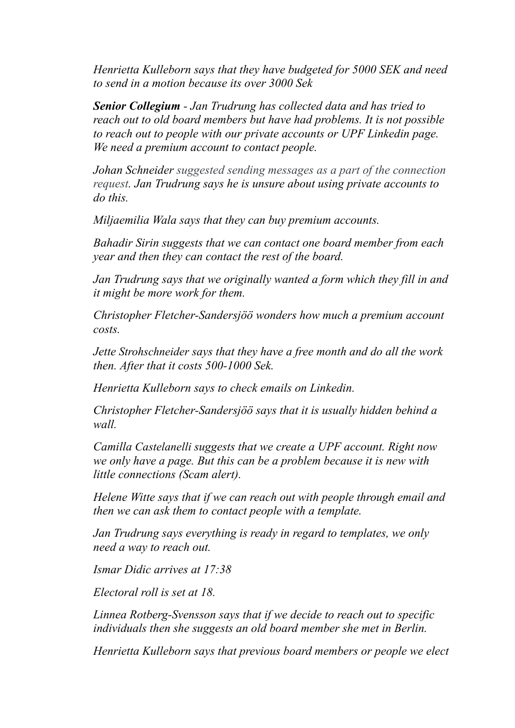*Henrietta Kulleborn says that they have budgeted for 5000 SEK and need to send in a motion because its over 3000 Sek*

***Senior Collegium*** *- Jan Trudrung has collected data and has tried to reach out to old board members but have had problems. It is not possible to reach out to people with our private accounts or UPF Linkedin page. We need a premium account to contact people.*

*Johan Schneider suggested sending messages as a part of the connection request. Jan Trudrung says he is unsure about using private accounts to do this.*

*Miljaemilia Wala says that they can buy premium accounts.*

*Bahadir Sirin suggests that we can contact one board member from each year and then they can contact the rest of the board.*

*Jan Trudrung says that we originally wanted a form which they fill in and it might be more work for them.*

*Christopher Fletcher-Sandersjöö wonders how much a premium account costs.*

*Jette Strohschneider says that they have a free month and do all the work then. After that it costs 500-1000 Sek.*

*Henrietta Kulleborn says to check emails on Linkedin.*

*Christopher Fletcher-Sandersjöö says that it is usually hidden behind a wall.*

*Camilla Castelanelli suggests that we create a UPF account. Right now we only have a page. But this can be a problem because it is new with little connections (Scam alert).*

*Helene Witte says that if we can reach out with people through email and then we can ask them to contact people with a template.*

*Jan Trudrung says everything is ready in regard to templates, we only need a way to reach out.*

*Ismar Didic arrives at 17:38*

*Electoral roll is set at 18.*

*Linnea Rotberg-Svensson says that if we decide to reach out to specific individuals then she suggests an old board member she met in Berlin.*

*Henrietta Kulleborn says that previous board members or people we elect*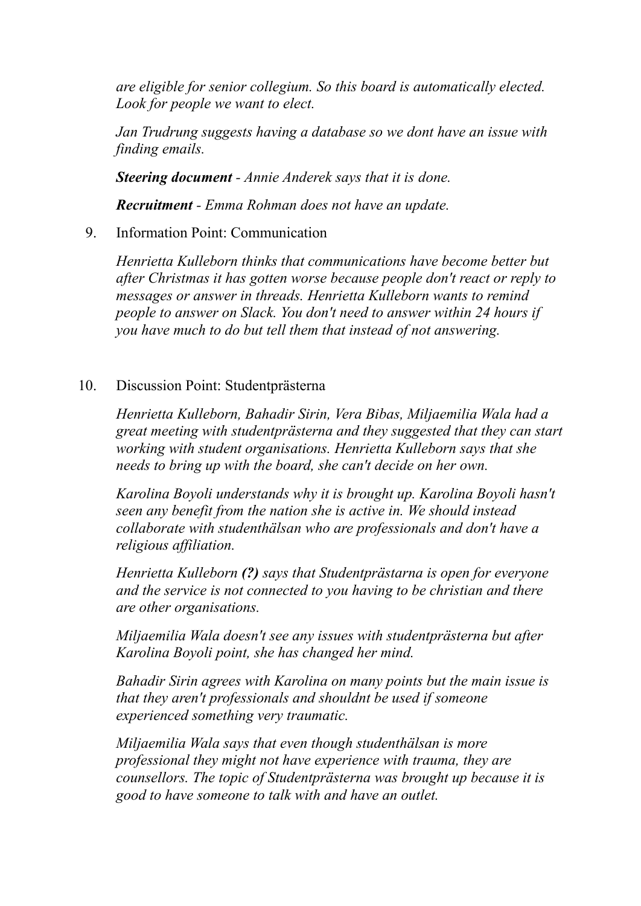*are eligible for senior collegium. So this board is automatically elected. Look for people we want to elect.*

*Jan Trudrung suggests having a database so we dont have an issue with finding emails.*

***Steering document** - Annie Anderek says that it is done.*

***Recruitment** - Emma Rohman does not have an update.*

9. Information Point: Communication

   *Henrietta Kulleborn thinks that communications have become better but after Christmas it has gotten worse because people don't react or reply to messages or answer in threads. Henrietta Kulleborn wants to remind people to answer on Slack. You don't need to answer within 24 hours if you have much to do but tell them that instead of not answering.*

10. Discussion Point: Studentprästerna

    *Henrietta Kulleborn, Bahadir Sirin, Vera Bibas, Miljaemilia Wala had a great meeting with studentprästerna and they suggested that they can start working with student organisations. Henrietta Kulleborn says that she needs to bring up with the board, she can't decide on her own.*

    *Karolina Boyoli understands why it is brought up. Karolina Boyoli hasn't seen any benefit from the nation she is active in. We should instead collaborate with studenthälsan who are professionals and don't have a religious affiliation.*

    *Henrietta Kulleborn **(?)** says that Studentprästarna is open for everyone and the service is not connected to you having to be christian and there are other organisations.*

    *Miljaemilia Wala doesn't see any issues with studentprästerna but after Karolina Boyoli point, she has changed her mind.*

    *Bahadir Sirin agrees with Karolina on many points but the main issue is that they aren't professionals and shouldnt be used if someone experienced something very traumatic.*

    *Miljaemilia Wala says that even though studenthälsan is more professional they might not have experience with trauma, they are counsellors. The topic of Studentprästerna was brought up because it is good to have someone to talk with and have an outlet.*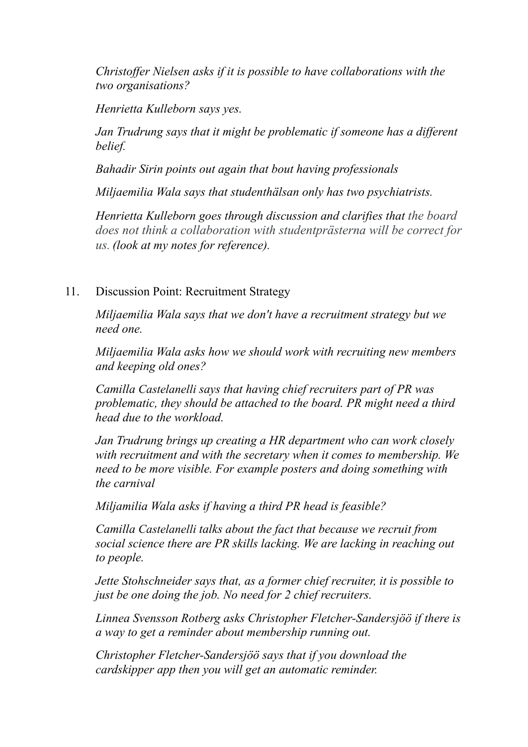*Christoffer Nielsen asks if it is possible to have collaborations with the two organisations?*

*Henrietta Kulleborn says yes.*

*Jan Trudrung says that it might be problematic if someone has a different belief.*

*Bahadir Sirin points out again that bout having professionals*

*Miljaemilia Wala says that studenthälsan only has two psychiatrists.*

*Henrietta Kulleborn goes through discussion and clarifies that the board does not think a collaboration with studentprästerna will be correct for us. (look at my notes for reference).*

11. Discussion Point: Recruitment Strategy

*Miljaemilia Wala says that we don't have a recruitment strategy but we need one.*

*Miljaemilia Wala asks how we should work with recruiting new members and keeping old ones?*

*Camilla Castelanelli says that having chief recruiters part of PR was problematic, they should be attached to the board. PR might need a third head due to the workload.*

*Jan Trudrung brings up creating a HR department who can work closely with recruitment and with the secretary when it comes to membership. We need to be more visible. For example posters and doing something with the carnival*

*Miljamilia Wala asks if having a third PR head is feasible?*

*Camilla Castelanelli talks about the fact that because we recruit from social science there are PR skills lacking. We are lacking in reaching out to people.*

*Jette Stohschneider says that, as a former chief recruiter, it is possible to just be one doing the job. No need for 2 chief recruiters.*

*Linnea Svensson Rotberg asks Christopher Fletcher-Sandersjöö if there is a way to get a reminder about membership running out.*

*Christopher Fletcher-Sandersjöö says that if you download the cardskipper app then you will get an automatic reminder.*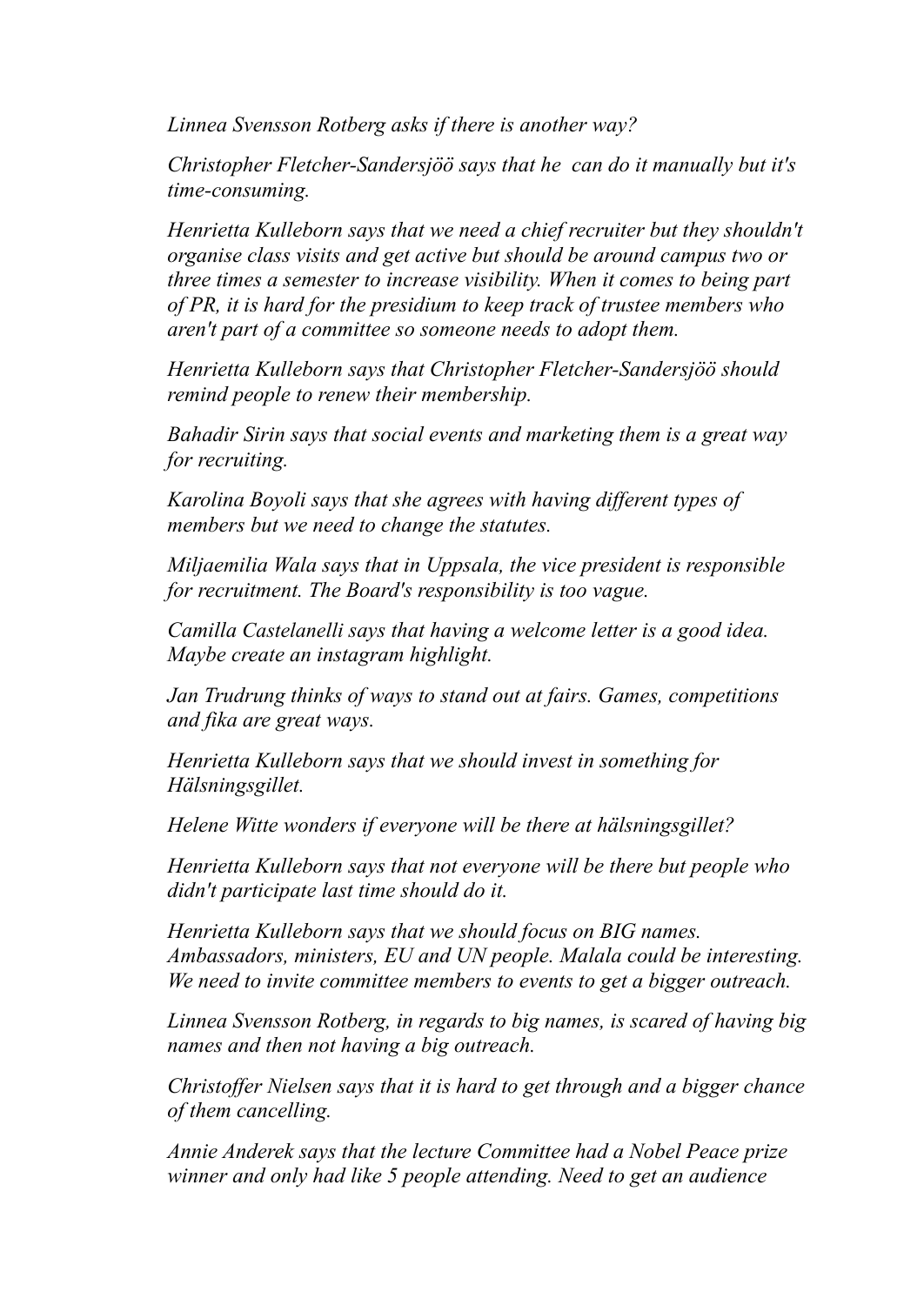*Linnea Svensson Rotberg asks if there is another way?*

*Christopher Fletcher-Sandersjöö says that he  can do it manually but it's time-consuming.*

*Henrietta Kulleborn says that we need a chief recruiter but they shouldn't organise class visits and get active but should be around campus two or three times a semester to increase visibility. When it comes to being part of PR, it is hard for the presidium to keep track of trustee members who aren't part of a committee so someone needs to adopt them.*

*Henrietta Kulleborn says that Christopher Fletcher-Sandersjöö should remind people to renew their membership.*

*Bahadir Sirin says that social events and marketing them is a great way for recruiting.*

*Karolina Boyoli says that she agrees with having different types of members but we need to change the statutes.*

*Miljaemilia Wala says that in Uppsala, the vice president is responsible for recruitment. The Board's responsibility is too vague.*

*Camilla Castelanelli says that having a welcome letter is a good idea. Maybe create an instagram highlight.*

*Jan Trudrung thinks of ways to stand out at fairs. Games, competitions and fika are great ways.*

*Henrietta Kulleborn says that we should invest in something for Hälsningsgillet.*

*Helene Witte wonders if everyone will be there at hälsningsgillet?*

*Henrietta Kulleborn says that not everyone will be there but people who didn't participate last time should do it.*

*Henrietta Kulleborn says that we should focus on BIG names. Ambassadors, ministers, EU and UN people. Malala could be interesting. We need to invite committee members to events to get a bigger outreach.*

*Linnea Svensson Rotberg, in regards to big names, is scared of having big names and then not having a big outreach.*

*Christoffer Nielsen says that it is hard to get through and a bigger chance of them cancelling.*

*Annie Anderek says that the lecture Committee had a Nobel Peace prize winner and only had like 5 people attending. Need to get an audience*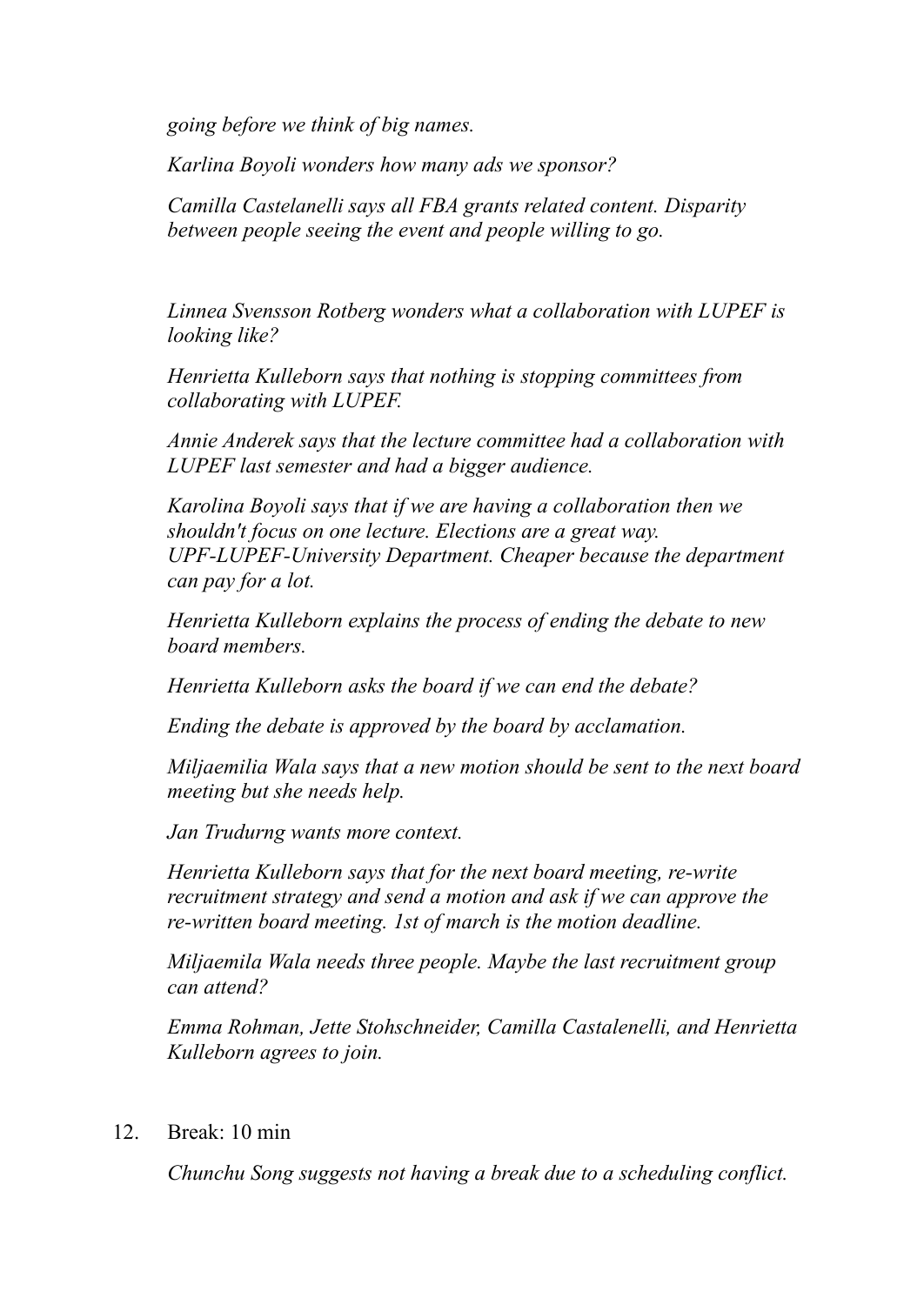*going before we think of big names.*

*Karlina Boyoli wonders how many ads we sponsor?*

*Camilla Castelanelli says all FBA grants related content. Disparity between people seeing the event and people willing to go.*

*Linnea Svensson Rotberg wonders what a collaboration with LUPEF is looking like?*

*Henrietta Kulleborn says that nothing is stopping committees from collaborating with LUPEF.*

*Annie Anderek says that the lecture committee had a collaboration with LUPEF last semester and had a bigger audience.*

*Karolina Boyoli says that if we are having a collaboration then we shouldn't focus on one lecture. Elections are a great way. UPF-LUPEF-University Department. Cheaper because the department can pay for a lot.*

*Henrietta Kulleborn explains the process of ending the debate to new board members.*

*Henrietta Kulleborn asks the board if we can end the debate?*

*Ending the debate is approved by the board by acclamation.*

*Miljaemilia Wala says that a new motion should be sent to the next board meeting but she needs help.*

*Jan Trudurng wants more context.*

*Henrietta Kulleborn says that for the next board meeting, re-write recruitment strategy and send a motion and ask if we can approve the re-written board meeting. 1st of march is the motion deadline.*

*Miljaemila Wala needs three people. Maybe the last recruitment group can attend?*

*Emma Rohman, Jette Stohschneider, Camilla Castalenelli, and Henrietta Kulleborn agrees to join.*

12. Break: 10 min

    *Chunchu Song suggests not having a break due to a scheduling conflict.*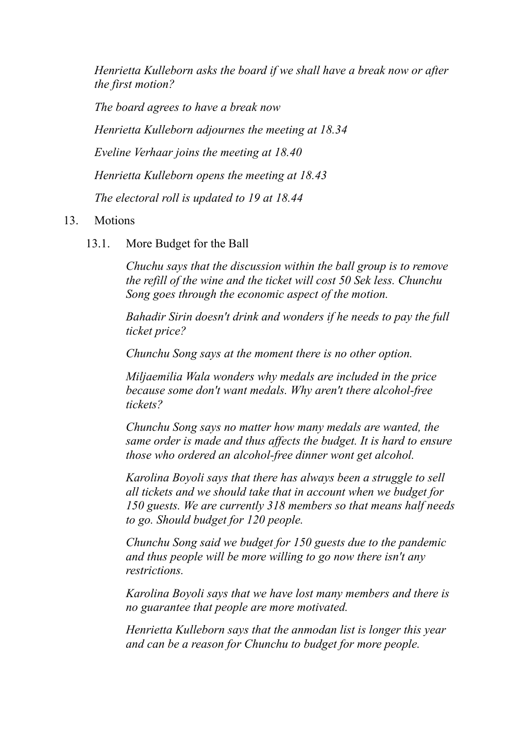*Henrietta Kulleborn asks the board if we shall have a break now or after the first motion?*

*The board agrees to have a break now*

*Henrietta Kulleborn adjournes the meeting at 18.34*

*Eveline Verhaar joins the meeting at 18.40*

*Henrietta Kulleborn opens the meeting at 18.43*

*The electoral roll is updated to 19 at 18.44*

13. Motions

    13.1. More Budget for the Ball

    *Chuchu says that the discussion within the ball group is to remove the refill of the wine and the ticket will cost 50 Sek less. Chunchu Song goes through the economic aspect of the motion.*

    *Bahadir Sirin doesn't drink and wonders if he needs to pay the full ticket price?*

    *Chunchu Song says at the moment there is no other option.*

    *Miljaemilia Wala wonders why medals are included in the price because some don't want medals. Why aren't there alcohol-free tickets?*

    *Chunchu Song says no matter how many medals are wanted, the same order is made and thus affects the budget. It is hard to ensure those who ordered an alcohol-free dinner wont get alcohol.*

    *Karolina Boyoli says that there has always been a struggle to sell all tickets and we should take that in account when we budget for 150 guests. We are currently 318 members so that means half needs to go. Should budget for 120 people.*

    *Chunchu Song said we budget for 150 guests due to the pandemic and thus people will be more willing to go now there isn't any restrictions.*

    *Karolina Boyoli says that we have lost many members and there is no guarantee that people are more motivated.*

    *Henrietta Kulleborn says that the anmodan list is longer this year and can be a reason for Chunchu to budget for more people.*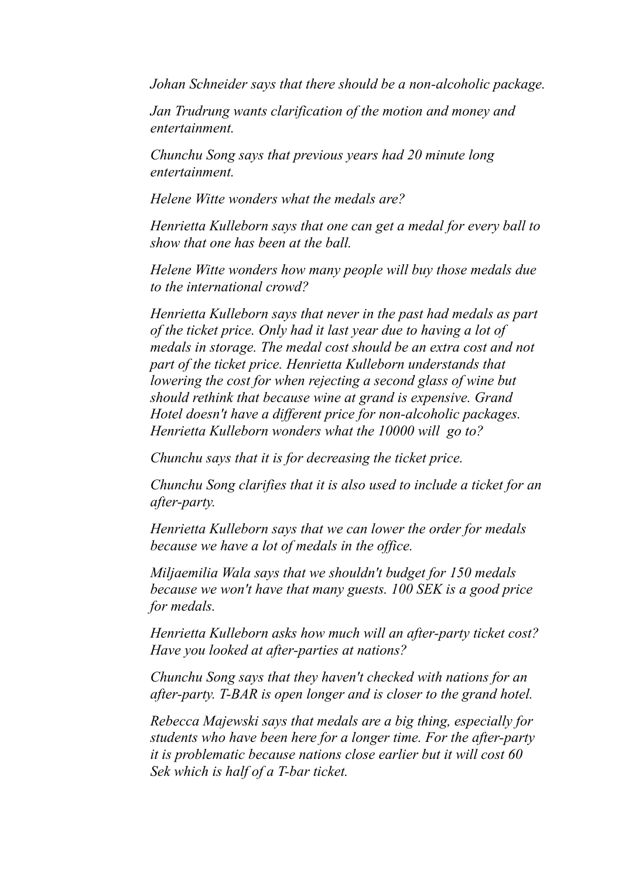*Johan Schneider says that there should be a non-alcoholic package.*

*Jan Trudrung wants clarification of the motion and money and entertainment.*

*Chunchu Song says that previous years had 20 minute long entertainment.*

*Helene Witte wonders what the medals are?*

*Henrietta Kulleborn says that one can get a medal for every ball to show that one has been at the ball.*

*Helene Witte wonders how many people will buy those medals due to the international crowd?*

*Henrietta Kulleborn says that never in the past had medals as part of the ticket price. Only had it last year due to having a lot of medals in storage. The medal cost should be an extra cost and not part of the ticket price. Henrietta Kulleborn understands that lowering the cost for when rejecting a second glass of wine but should rethink that because wine at grand is expensive. Grand Hotel doesn't have a different price for non-alcoholic packages. Henrietta Kulleborn wonders what the 10000 will  go to?*

*Chunchu says that it is for decreasing the ticket price.*

*Chunchu Song clarifies that it is also used to include a ticket for an after-party.*

*Henrietta Kulleborn says that we can lower the order for medals because we have a lot of medals in the office.*

*Miljaemilia Wala says that we shouldn't budget for 150 medals because we won't have that many guests. 100 SEK is a good price for medals.*

*Henrietta Kulleborn asks how much will an after-party ticket cost? Have you looked at after-parties at nations?*

*Chunchu Song says that they haven't checked with nations for an after-party. T-BAR is open longer and is closer to the grand hotel.*

*Rebecca Majewski says that medals are a big thing, especially for students who have been here for a longer time. For the after-party it is problematic because nations close earlier but it will cost 60 Sek which is half of a T-bar ticket.*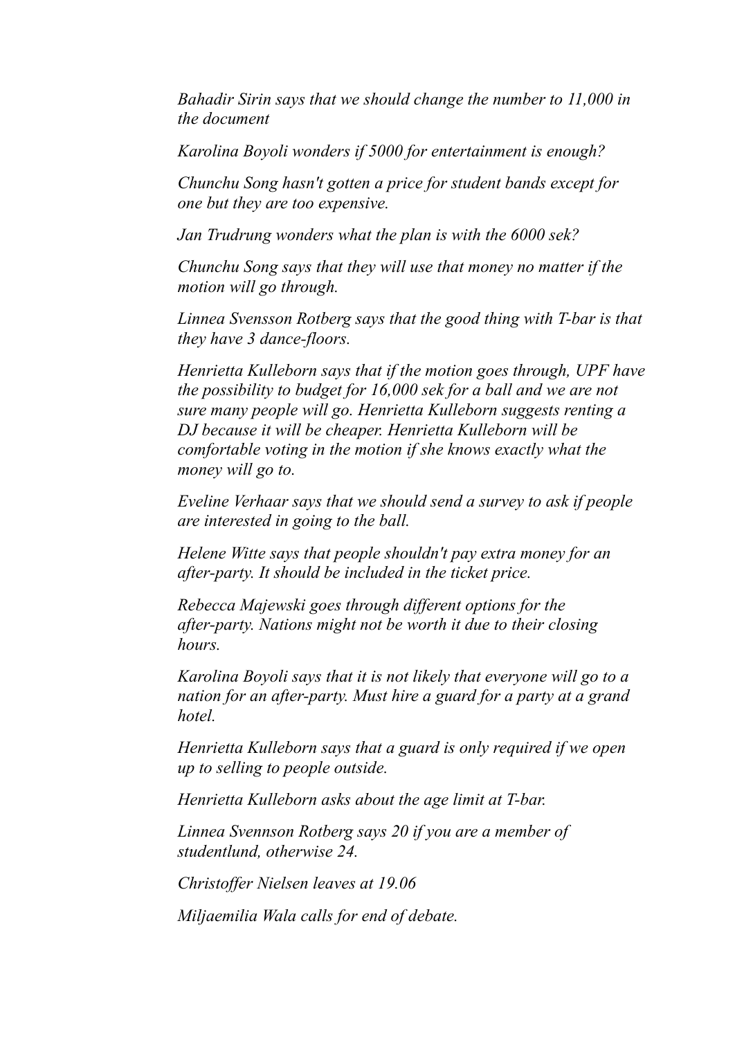*Bahadir Sirin says that we should change the number to 11,000 in the document*

*Karolina Boyoli wonders if 5000 for entertainment is enough?*

*Chunchu Song hasn't gotten a price for student bands except for one but they are too expensive.*

*Jan Trudrung wonders what the plan is with the 6000 sek?*

*Chunchu Song says that they will use that money no matter if the motion will go through.*

*Linnea Svensson Rotberg says that the good thing with T-bar is that they have 3 dance-floors.*

*Henrietta Kulleborn says that if the motion goes through, UPF have the possibility to budget for 16,000 sek for a ball and we are not sure many people will go. Henrietta Kulleborn suggests renting a DJ because it will be cheaper. Henrietta Kulleborn will be comfortable voting in the motion if she knows exactly what the money will go to.*

*Eveline Verhaar says that we should send a survey to ask if people are interested in going to the ball.*

*Helene Witte says that people shouldn't pay extra money for an after-party. It should be included in the ticket price.*

*Rebecca Majewski goes through different options for the after-party. Nations might not be worth it due to their closing hours.*

*Karolina Boyoli says that it is not likely that everyone will go to a nation for an after-party. Must hire a guard for a party at a grand hotel.*

*Henrietta Kulleborn says that a guard is only required if we open up to selling to people outside.*

*Henrietta Kulleborn asks about the age limit at T-bar.*

*Linnea Svennson Rotberg says 20 if you are a member of studentlund, otherwise 24.*

*Christoffer Nielsen leaves at 19.06*

*Miljaemilia Wala calls for end of debate.*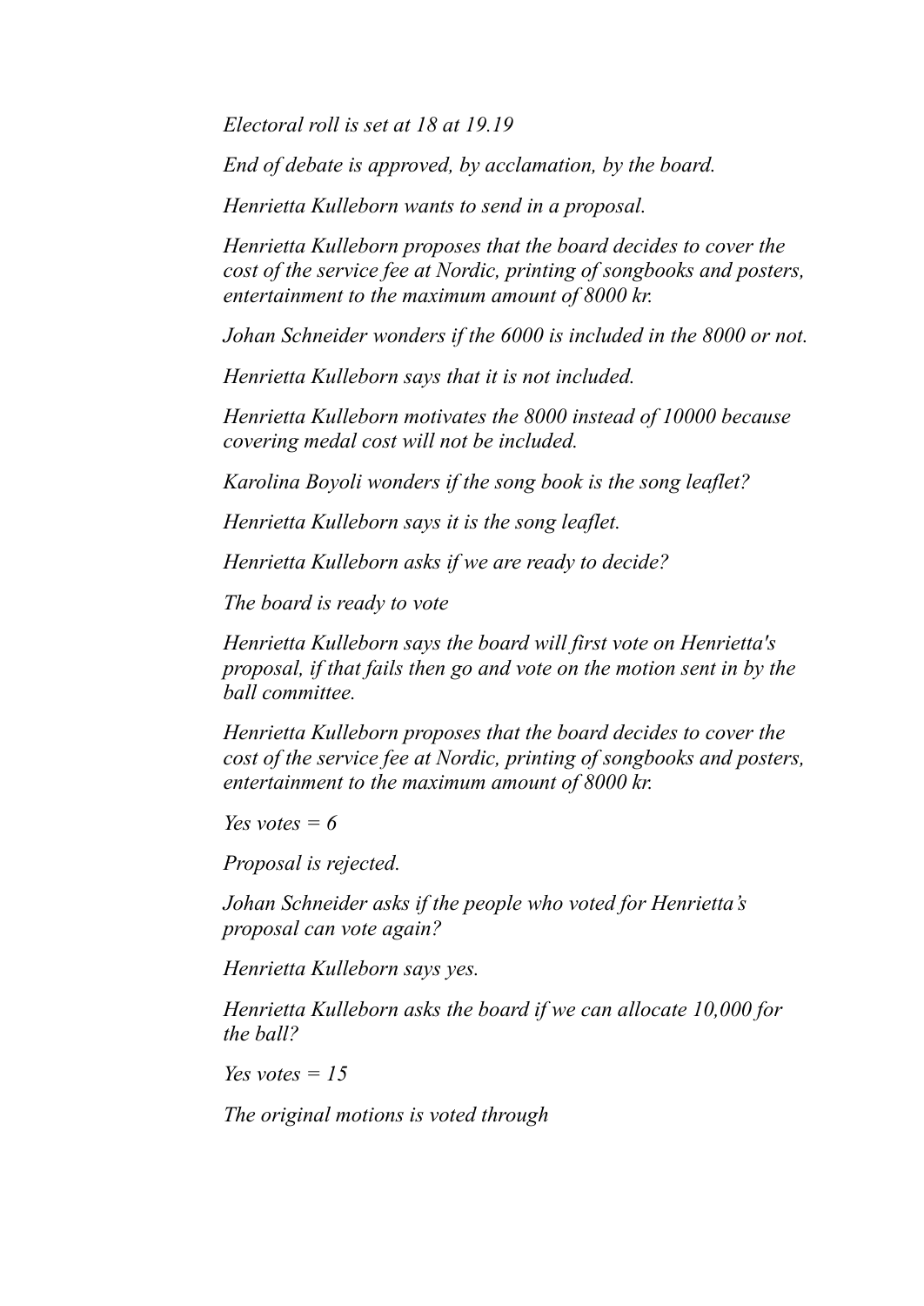*Electoral roll is set at 18 at 19.19*

*End of debate is approved, by acclamation, by the board.*

*Henrietta Kulleborn wants to send in a proposal.*

*Henrietta Kulleborn proposes that the board decides to cover the cost of the service fee at Nordic, printing of songbooks and posters, entertainment to the maximum amount of 8000 kr.*

*Johan Schneider wonders if the 6000 is included in the 8000 or not.*

*Henrietta Kulleborn says that it is not included.*

*Henrietta Kulleborn motivates the 8000 instead of 10000 because covering medal cost will not be included.*

*Karolina Boyoli wonders if the song book is the song leaflet?*

*Henrietta Kulleborn says it is the song leaflet.*

*Henrietta Kulleborn asks if we are ready to decide?*

*The board is ready to vote*

*Henrietta Kulleborn says the board will first vote on Henrietta's proposal, if that fails then go and vote on the motion sent in by the ball committee.*

*Henrietta Kulleborn proposes that the board decides to cover the cost of the service fee at Nordic, printing of songbooks and posters, entertainment to the maximum amount of 8000 kr.*

*Yes votes = 6*

*Proposal is rejected.*

*Johan Schneider asks if the people who voted for Henrietta's proposal can vote again?*

*Henrietta Kulleborn says yes.*

*Henrietta Kulleborn asks the board if we can allocate 10,000 for the ball?*

*Yes votes = 15*

*The original motions is voted through*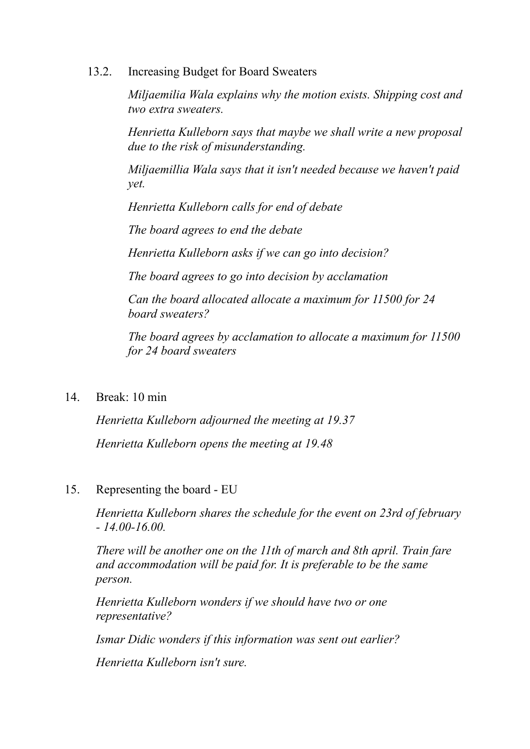13.2. Increasing Budget for Board Sweaters

*Miljaemilia Wala explains why the motion exists. Shipping cost and two extra sweaters.*

*Henrietta Kulleborn says that maybe we shall write a new proposal due to the risk of misunderstanding.*

*Miljaemillia Wala says that it isn't needed because we haven't paid yet.*

*Henrietta Kulleborn calls for end of debate*

*The board agrees to end the debate*

*Henrietta Kulleborn asks if we can go into decision?*

*The board agrees to go into decision by acclamation*

*Can the board allocated allocate a maximum for 11500 for 24 board sweaters?*

*The board agrees by acclamation to allocate a maximum for 11500 for 24 board sweaters*

14. Break: 10 min

*Henrietta Kulleborn adjourned the meeting at 19.37*

*Henrietta Kulleborn opens the meeting at 19.48*

15. Representing the board - EU

*Henrietta Kulleborn shares the schedule for the event on 23rd of february - 14.00-16.00.*

*There will be another one on the 11th of march and 8th april. Train fare and accommodation will be paid for. It is preferable to be the same person.*

*Henrietta Kulleborn wonders if we should have two or one representative?*

*Ismar Didic wonders if this information was sent out earlier?*

*Henrietta Kulleborn isn't sure.*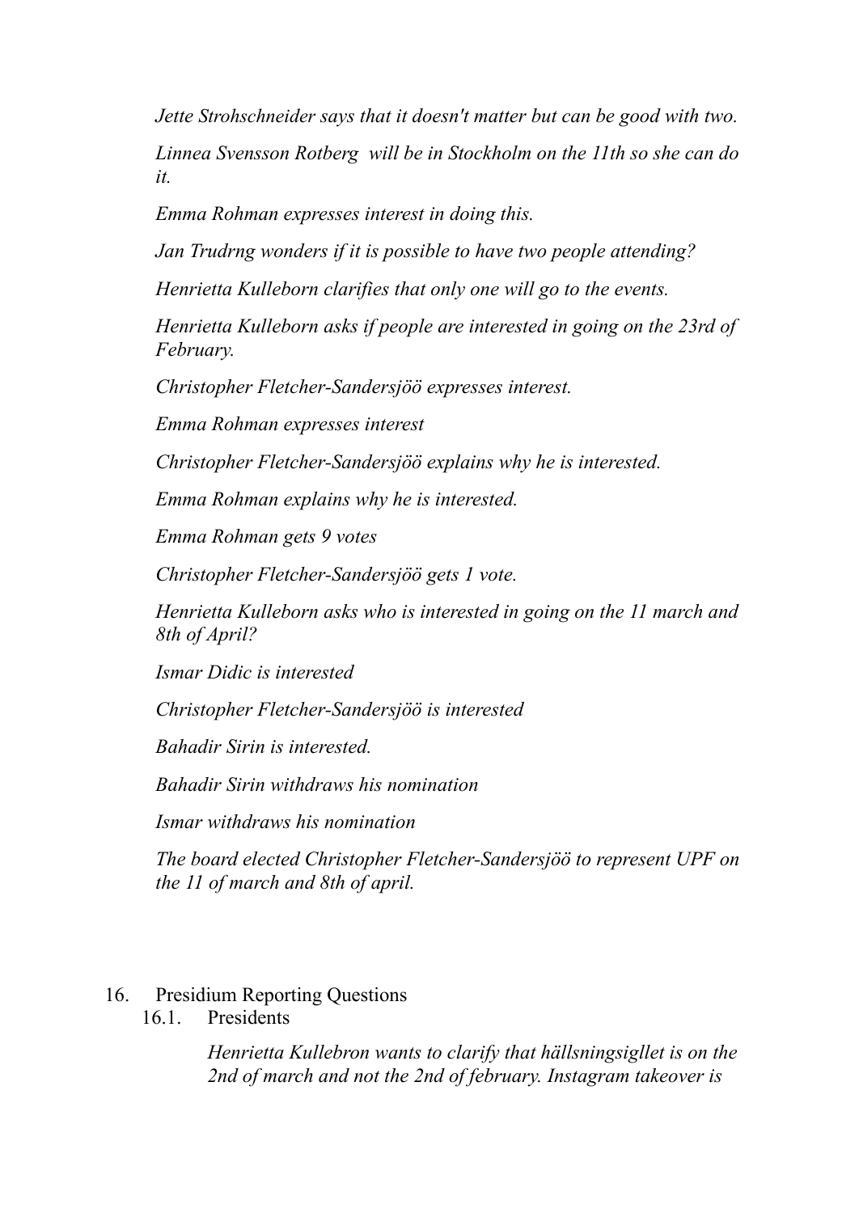*Jette Strohschneider says that it doesn't matter but can be good with two.*

*Linnea Svensson Rotberg will be in Stockholm on the 11th so she can do it.*

*Emma Rohman expresses interest in doing this.*

*Jan Trudrng wonders if it is possible to have two people attending?*

*Henrietta Kulleborn clarifies that only one will go to the events.*

*Henrietta Kulleborn asks if people are interested in going on the 23rd of February.*

*Christopher Fletcher-Sandersjöö expresses interest.*

*Emma Rohman expresses interest*

*Christopher Fletcher-Sandersjöö explains why he is interested.*

*Emma Rohman explains why he is interested.*

*Emma Rohman gets 9 votes*

*Christopher Fletcher-Sandersjöö gets 1 vote.*

*Henrietta Kulleborn asks who is interested in going on the 11 march and 8th of April?*

*Ismar Didic is interested*

*Christopher Fletcher-Sandersjöö is interested*

*Bahadir Sirin is interested.*

*Bahadir Sirin withdraws his nomination*

*Ismar withdraws his nomination*

*The board elected Christopher Fletcher-Sandersjöö to represent UPF on the 11 of march and 8th of april.*

16. Presidium Reporting Questions
    16.1. Presidents

    *Henrietta Kullebron wants to clarify that hällsningsigllet is on the 2nd of march and not the 2nd of february. Instagram takeover is*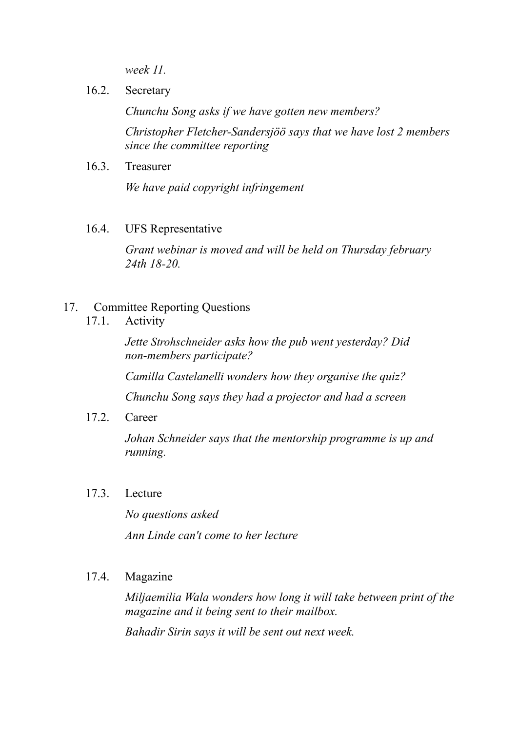*week 11.*

16.2. Secretary

*Chunchu Song asks if we have gotten new members?*

*Christopher Fletcher-Sandersjöö says that we have lost 2 members since the committee reporting*

16.3. Treasurer

*We have paid copyright infringement*

16.4. UFS Representative

*Grant webinar is moved and will be held on Thursday february 24th 18-20.*

17. Committee Reporting Questions

17.1. Activity

*Jette Strohschneider asks how the pub went yesterday? Did non-members participate?*

*Camilla Castelanelli wonders how they organise the quiz?*

*Chunchu Song says they had a projector and had a screen*

17.2. Career

*Johan Schneider says that the mentorship programme is up and running.*

17.3. Lecture

*No questions asked*

*Ann Linde can't come to her lecture*

17.4. Magazine

*Miljaemilia Wala wonders how long it will take between print of the magazine and it being sent to their mailbox.*

*Bahadir Sirin says it will be sent out next week.*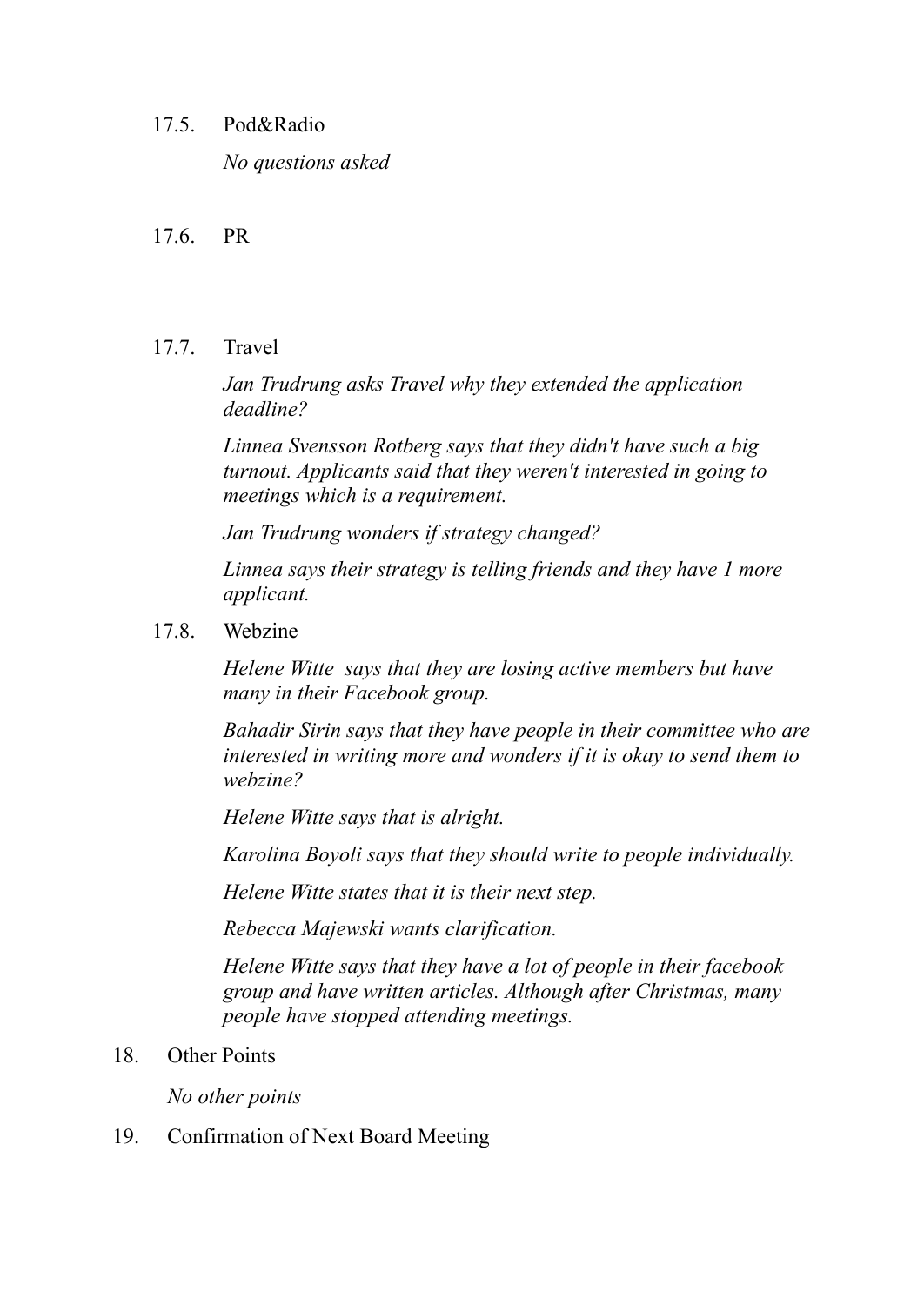17.5. Pod&Radio

*No questions asked*

17.6. PR

17.7. Travel

*Jan Trudrung asks Travel why they extended the application deadline?*

*Linnea Svensson Rotberg says that they didn't have such a big turnout. Applicants said that they weren't interested in going to meetings which is a requirement.*

*Jan Trudrung wonders if strategy changed?*

*Linnea says their strategy is telling friends and they have 1 more applicant.*

17.8. Webzine

*Helene Witte says that they are losing active members but have many in their Facebook group.*

*Bahadir Sirin says that they have people in their committee who are interested in writing more and wonders if it is okay to send them to webzine?*

*Helene Witte says that is alright.*

*Karolina Boyoli says that they should write to people individually.*

*Helene Witte states that it is their next step.*

*Rebecca Majewski wants clarification.*

*Helene Witte says that they have a lot of people in their facebook group and have written articles. Although after Christmas, many people have stopped attending meetings.*

18. Other Points

*No other points*

19. Confirmation of Next Board Meeting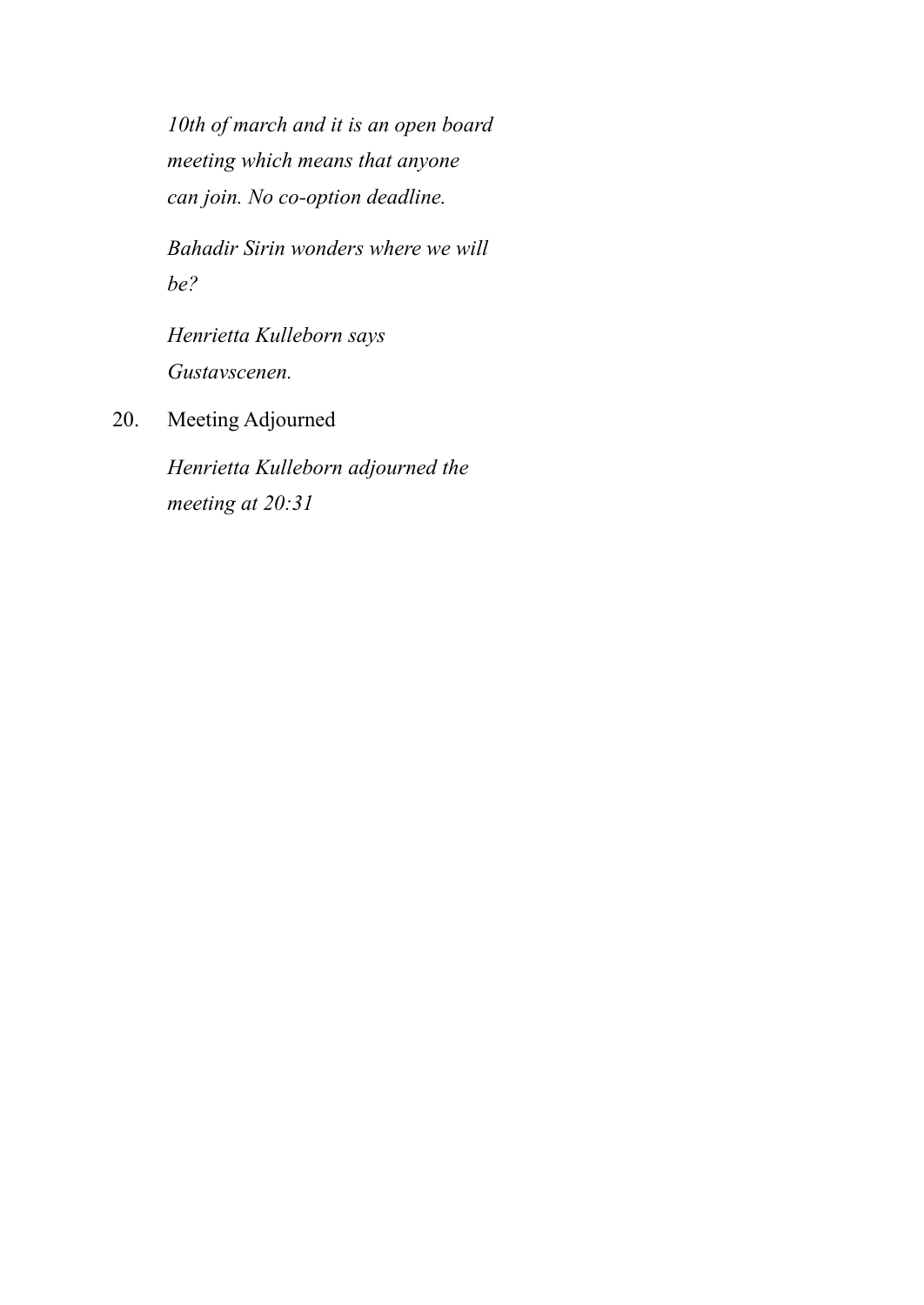*10th of march and it is an open board meeting which means that anyone can join. No co-option deadline.*

*Bahadir Sirin wonders where we will be?*

*Henrietta Kulleborn says Gustavscenen.*

20. Meeting Adjourned

    *Henrietta Kulleborn adjourned the meeting at 20:31*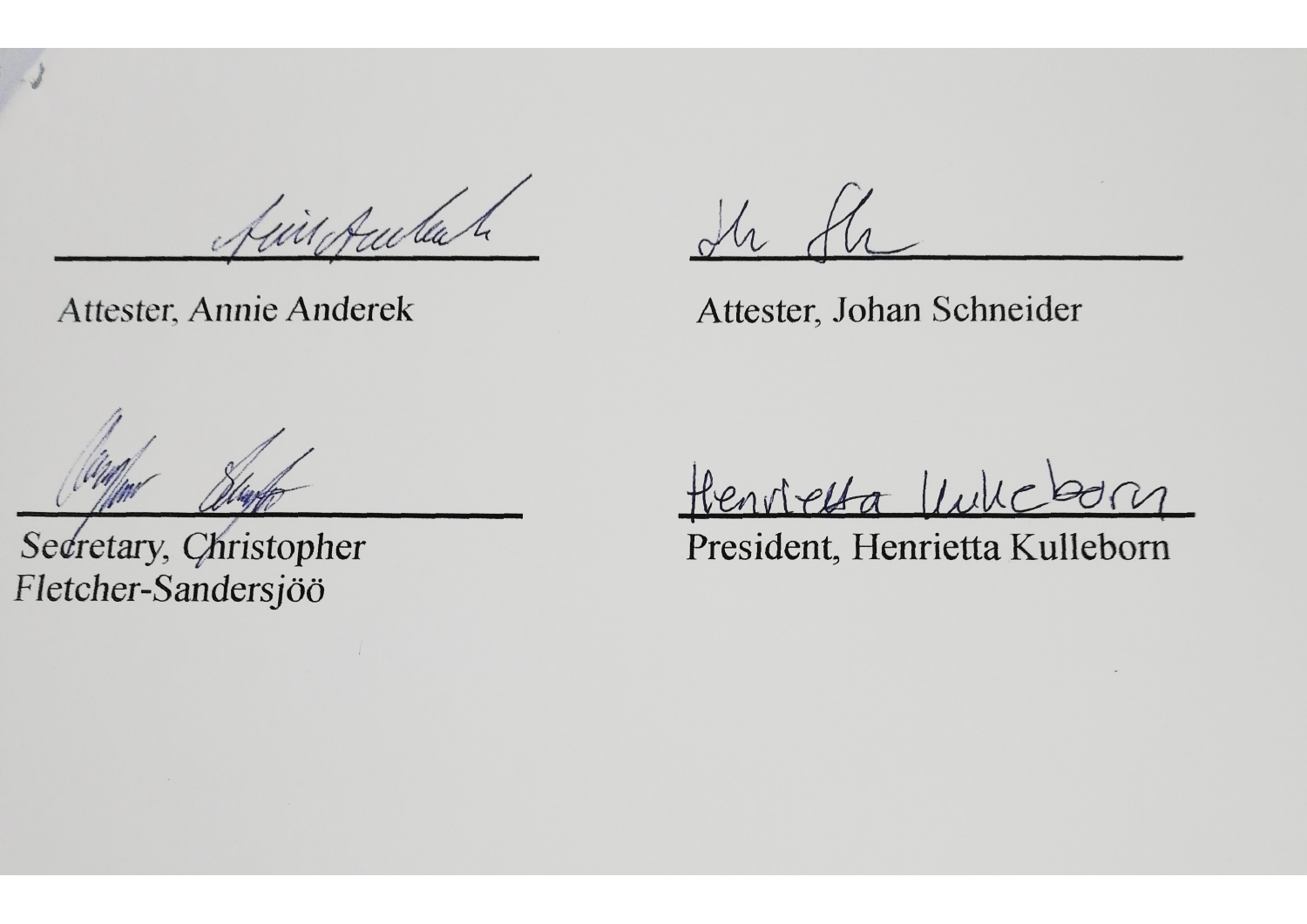Attester, Annie Anderek

Attester, Johan Schneider

Secretary, Christopher Fletcher-Sandersjöö

Henrietta Kulleborn

President, Henrietta Kulleborn